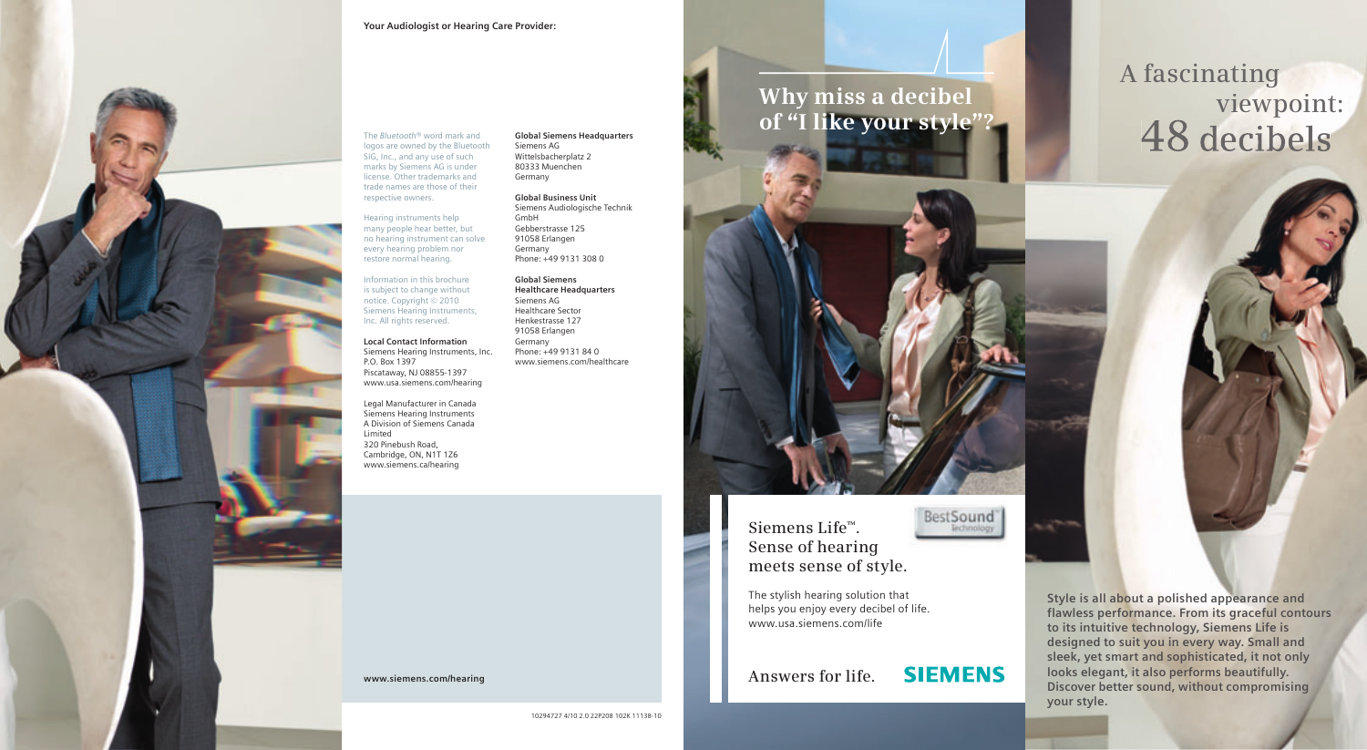**Your Audiologist or Hearing Care Provider:**

The *Bluetooth*® word mark and logos are owned by the Bluetooth SIG, Inc., and any use of such marks by Siemens AG is under license. Other trademarks and trade names are those of their respective owners.

Hearing instruments help many people hear better, but no hearing instrument can solve every hearing problem nor restore normal hearing.

Information in this brochure is subject to change without notice. Copyright © 2010 Siemens Hearing Instruments, Inc. All rights reserved.

**Local Contact Information**
Siemens Hearing Instruments, Inc.
P.O. Box 1397
Piscataway, NJ 08855-1397
www.usa.siemens.com/hearing

Legal Manufacturer in Canada
Siemens Hearing Instruments
A Division of Siemens Canada Limited
320 Pinebush Road,
Cambridge, ON, N1T 1Z6
www.siemens.ca/hearing

**Global Siemens Headquarters**
Siemens AG
Wittelsbacherplatz 2
80333 Muenchen
Germany

**Global Business Unit**
Siemens Audiologische Technik GmbH
Gebbertstrasse 125
91058 Erlangen
Germany
Phone: +49 9131 308 0

**Global Siemens Healthcare Headquarters**
Siemens AG
Healthcare Sector
Henkestrasse 127
91058 Erlangen
Germany
Phone: +49 9131 84 0
www.siemens.com/healthcare

**www.siemens.com/hearing**

10294727 4/10 2.0 22P208 102K 11138-10

# Why miss a decibel of "I like your style"?

Siemens Life™.
Sense of hearing meets sense of style.

BestSound™ Technology

The stylish hearing solution that helps you enjoy every decibel of life.
www.usa.siemens.com/life

Answers for life. **SIEMENS**

# A fascinating viewpoint: 48 decibels

**Style is all about a polished appearance and flawless performance. From its graceful contours to its intuitive technology, Siemens Life is designed to suit you in every way. Small and sleek, yet smart and sophisticated, it not only looks elegant, it also performs beautifully. Discover better sound, without compromising your style.**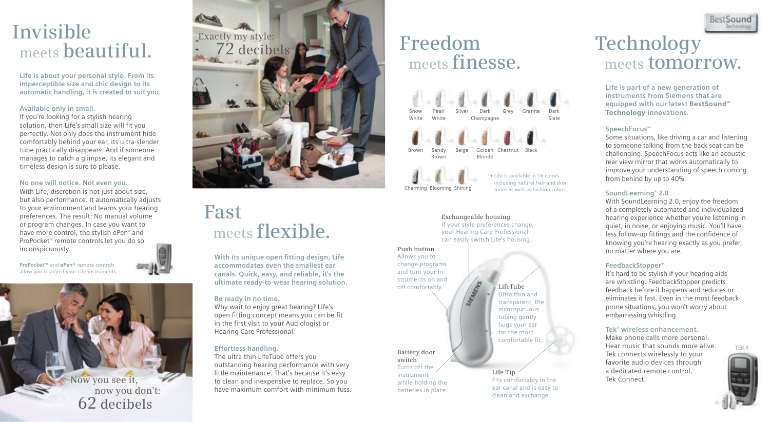# Invisible meets beautiful.

**Life is about your personal style. From its imperceptible size and chic design to its automatic handling, it is created to suit you.**

**Available only in small.**
If you're looking for a stylish hearing solution, then Life's small size will fit you perfectly. Not only does the instrument hide comfortably behind your ear, its ultra-slender tube practically disappears. And if someone manages to catch a glimpse, its elegant and timeless design is sure to please.

**No one will notice. Not even you.**
With Life, discretion is not just about size, but also performance. It automatically adjusts to your environment and learns your hearing preferences. The result: No manual volume or program changes. In case you want to have more control, the stylish ePen® and ProPocket™ remote controls let you do so inconspicuously.

**ProPocket™** and **ePen®** remote controls allow you to adjust your Life instruments.

Exactly my style:
72 decibels

Now you see it,
now you don't:
62 decibels

# Fast meets flexible.

**With its unique open fitting design, Life accommodates even the smallest ear canals. Quick, easy, and reliable, it's the ultimate ready-to-wear hearing solution.**

**Be ready in no time.**
Why wait to enjoy great hearing? Life's open fitting concept means you can be fit in the first visit to your Audiologist or Hearing Care Professional.

**Effortless handling.**
The ultra thin LifeTube offers you outstanding hearing performance with very little maintenance. That's because it's easy to clean and inexpensive to replace. So you have maximum comfort with minimum fuss.

# Freedom meets finesse.

Snow White, Pearl White, Silver, Dark Champagne, Grey, Granite, Dark Slate

Brown, Sandy Brown, Beige, Golden Blonde, Chestnut, Black

Charming, Blooming, Shining

Life is available in 16 colors including natural hair and skin tones as well as fashion colors.

**Exchangeable housing**
If your style preferences change, your Hearing Care Professional can easily switch Life's housing.

**Push button**
Allows you to change programs and turn your instruments on and off comfortably.

**LifeTube**
Ultra thin and transparent, the inconspicuous tubing gently hugs your ear for the most comfortable fit.

**Battery door switch**
Turns off the instrument while holding the batteries in place.

**Life Tip**
Fits comfortably in the ear canal and is easy to clean and exchange.

# Technology meets tomorrow.

**Life is part of a new generation of instruments from Siemens that are equipped with our latest BestSound™ Technology innovations.**

**SpeechFocus™**
Some situations, like driving a car and listening to someone talking from the back seat can be challenging. SpeechFocus acts like an acoustic rear view mirror that works automatically to improve your understanding of speech coming from behind by up to 40%.

**SoundLearning® 2.0**
With SoundLearning 2.0, enjoy the freedom of a completely automated and individualized hearing experience whether you're listening in quiet, in noise, or enjoying music. You'll have less follow-up fittings and the confidence of knowing you're hearing exactly as you prefer, no matter where you are.

**FeedbackStopper™**
It's hard to be stylish if your hearing aids are whistling. FeedbackStopper predicts feedback before it happens and reduces or eliminates it fast. Even in the most feedback-prone situations, you won't worry about embarrassing whistling.

**Tek® wireless enhancement.**
Make phone calls more personal. Hear music that sounds more alive. Tek connects wirelessly to your favorite audio devices through a dedicated remote control, Tek Connect.